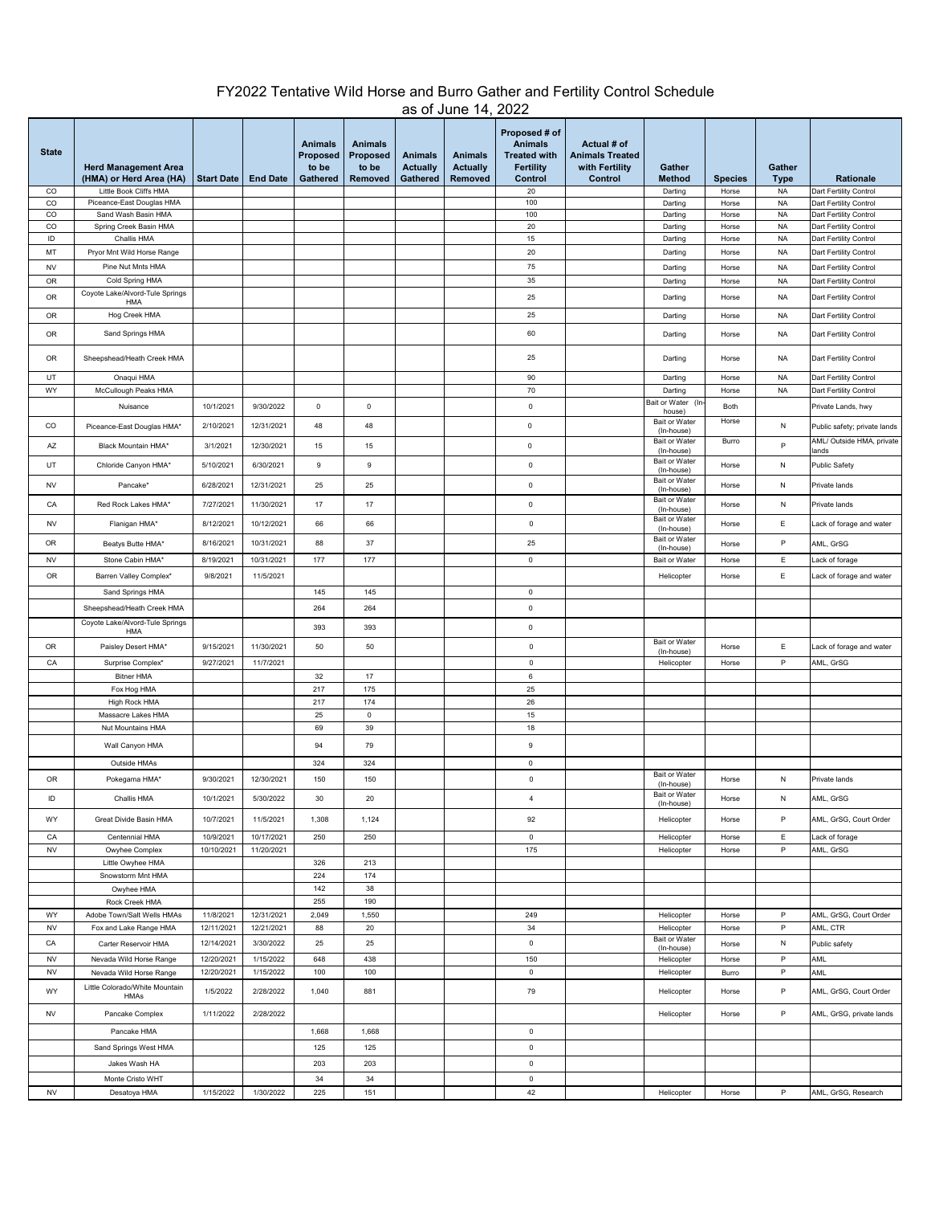# FY2022 Tentative Wild Horse and Burro Gather and Fertility Control Schedule
as of June 14, 2022

| State | Herd Management Area (HMA) or Herd Area (HA) | Start Date | End Date | Animals Proposed to be Gathered | Animals Proposed to be Removed | Animals Actually Gathered | Animals Actually Removed | Proposed # of Animals Treated with Fertility Control | Actual # of Animals Treated with Fertility Control | Gather Method | Species | Gather Type | Rationale |
|---|---|---|---|---|---|---|---|---|---|---|---|---|---|
| CO | Little Book Cliffs HMA | | | | | | | 20 | | Darting | Horse | NA | Dart Fertility Control |
| CO | Piceance-East Douglas HMA | | | | | | | 100 | | Darting | Horse | NA | Dart Fertility Control |
| CO | Sand Wash Basin HMA | | | | | | | 100 | | Darting | Horse | NA | Dart Fertility Control |
| CO | Spring Creek Basin HMA | | | | | | | 20 | | Darting | Horse | NA | Dart Fertility Control |
| ID | Challis HMA | | | | | | | 15 | | Darting | Horse | NA | Dart Fertility Control |
| MT | Pryor Mnt Wild Horse Range | | | | | | | 20 | | Darting | Horse | NA | Dart Fertility Control |
| NV | Pine Nut Mnts HMA | | | | | | | 75 | | Darting | Horse | NA | Dart Fertility Control |
| OR | Cold Spring HMA | | | | | | | 35 | | Darting | Horse | NA | Dart Fertility Control |
| OR | Coyote Lake/Alvord-Tule Springs HMA | | | | | | | 25 | | Darting | Horse | NA | Dart Fertility Control |
| OR | Hog Creek HMA | | | | | | | 25 | | Darting | Horse | NA | Dart Fertility Control |
| OR | Sand Springs HMA | | | | | | | 60 | | Darting | Horse | NA | Dart Fertility Control |
| OR | Sheepshead/Heath Creek HMA | | | | | | | 25 | | Darting | Horse | NA | Dart Fertility Control |
| UT | Onaqui HMA | | | | | | | 90 | | Darting | Horse | NA | Dart Fertility Control |
| WY | McCullough Peaks HMA | | | | | | | 70 | | Darting | Horse | NA | Dart Fertility Control |
| | Nuisance | 10/1/2021 | 9/30/2022 | 0 | 0 | | | 0 | | Bait or Water (In-house) | Both | | Private Lands, hwy |
| CO | Piceance-East Douglas HMA* | 2/10/2021 | 12/31/2021 | 48 | 48 | | | 0 | | Bait or Water (In-house) | Horse | N | Public safety; private lands |
| AZ | Black Mountain HMA* | 3/1/2021 | 12/30/2021 | 15 | 15 | | | 0 | | Bait or Water (In-house) | Burro | P | AML/ Outside HMA, private lands |
| UT | Chloride Canyon HMA* | 5/10/2021 | 6/30/2021 | 9 | 9 | | | 0 | | Bait or Water (In-house) | Horse | N | Public Safety |
| NV | Pancake* | 6/28/2021 | 12/31/2021 | 25 | 25 | | | 0 | | Bait or Water (In-house) | Horse | N | Private lands |
| CA | Red Rock Lakes HMA* | 7/27/2021 | 11/30/2021 | 17 | 17 | | | 0 | | Bait or Water (In-house) | Horse | N | Private lands |
| NV | Flanigan HMA* | 8/12/2021 | 10/12/2021 | 66 | 66 | | | 0 | | Bait or Water (In-house) | Horse | E | Lack of forage and water |
| OR | Beatys Butte HMA* | 8/16/2021 | 10/31/2021 | 88 | 37 | | | 25 | | Bait or Water (In-house) | Horse | P | AML, GrSG |
| NV | Stone Cabin HMA* | 8/19/2021 | 10/31/2021 | 177 | 177 | | | 0 | | Bait or Water | Horse | E | Lack of forage |
| OR | Barren Valley Complex* | 9/8/2021 | 11/5/2021 | | | | | | | Helicopter | Horse | E | Lack of forage and water |
| | Sand Springs HMA | | | 145 | 145 | | | 0 | | | | | |
| | Sheepshead/Heath Creek HMA | | | 264 | 264 | | | 0 | | | | | |
| | Coyote Lake/Alvord-Tule Springs HMA | | | 393 | 393 | | | 0 | | | | | |
| OR | Paisley Desert HMA* | 9/15/2021 | 11/30/2021 | 50 | 50 | | | 0 | | Bait or Water (In-house) | Horse | E | Lack of forage and water |
| CA | Surprise Complex* | 9/27/2021 | 11/7/2021 | | | | | 0 | | Helicopter | Horse | P | AML, GrSG |
| | Bitner HMA | | | 32 | 17 | | | 6 | | | | | |
| | Fox Hog HMA | | | 217 | 175 | | | 25 | | | | | |
| | High Rock HMA | | | 217 | 174 | | | 26 | | | | | |
| | Massacre Lakes HMA | | | 25 | 0 | | | 15 | | | | | |
| | Nut Mountains HMA | | | 69 | 39 | | | 18 | | | | | |
| | Wall Canyon HMA | | | 94 | 79 | | | 9 | | | | | |
| | Outside HMAs | | | 324 | 324 | | | 0 | | | | | |
| OR | Pokegama HMA* | 9/30/2021 | 12/30/2021 | 150 | 150 | | | 0 | | Bait or Water (In-house) | Horse | N | Private lands |
| ID | Challis HMA | 10/1/2021 | 5/30/2022 | 30 | 20 | | | 4 | | Bait or Water (In-house) | Horse | N | AML, GrSG |
| WY | Great Divide Basin HMA | 10/7/2021 | 11/5/2021 | 1,308 | 1,124 | | | 92 | | Helicopter | Horse | P | AML, GrSG, Court Order |
| CA | Centennial HMA | 10/9/2021 | 10/17/2021 | 250 | 250 | | | 0 | | Helicopter | Horse | E | Lack of forage |
| NV | Owyhee Complex | 10/10/2021 | 11/20/2021 | | | | | 175 | | Helicopter | Horse | P | AML, GrSG |
| | Little Owyhee HMA | | | 326 | 213 | | | | | | | | |
| | Snowstorm Mnt HMA | | | 224 | 174 | | | | | | | | |
| | Owyhee HMA | | | 142 | 38 | | | | | | | | |
| | Rock Creek HMA | | | 255 | 190 | | | | | | | | |
| WY | Adobe Town/Salt Wells HMAs | 11/8/2021 | 12/31/2021 | 2,049 | 1,550 | | | 249 | | Helicopter | Horse | P | AML, GrSG, Court Order |
| NV | Fox and Lake Range HMA | 12/11/2021 | 12/21/2021 | 88 | 20 | | | 34 | | Helicopter | Horse | P | AML, CTR |
| CA | Carter Reservoir HMA | 12/14/2021 | 3/30/2022 | 25 | 25 | | | 0 | | Bait or Water (In-house) | Horse | N | Public safety |
| NV | Nevada Wild Horse Range | 12/20/2021 | 1/15/2022 | 648 | 438 | | | 150 | | Helicopter | Horse | P | AML |
| NV | Nevada Wild Horse Range | 12/20/2021 | 1/15/2022 | 100 | 100 | | | 0 | | Helicopter | Burro | P | AML |
| WY | Little Colorado/White Mountain HMAs | 1/5/2022 | 2/28/2022 | 1,040 | 881 | | | 79 | | Helicopter | Horse | P | AML, GrSG, Court Order |
| NV | Pancake Complex | 1/11/2022 | 2/28/2022 | | | | | | | Helicopter | Horse | P | AML, GrSG, private lands |
| | Pancake HMA | | | 1,668 | 1,668 | | | 0 | | | | | |
| | Sand Springs West HMA | | | 125 | 125 | | | 0 | | | | | |
| | Jakes Wash HA | | | 203 | 203 | | | 0 | | | | | |
| | Monte Cristo WHT | | | 34 | 34 | | | 0 | | | | | |
| NV | Desatoya HMA | 1/15/2022 | 1/30/2022 | 225 | 151 | | | 42 | | Helicopter | Horse | P | AML, GrSG, Research |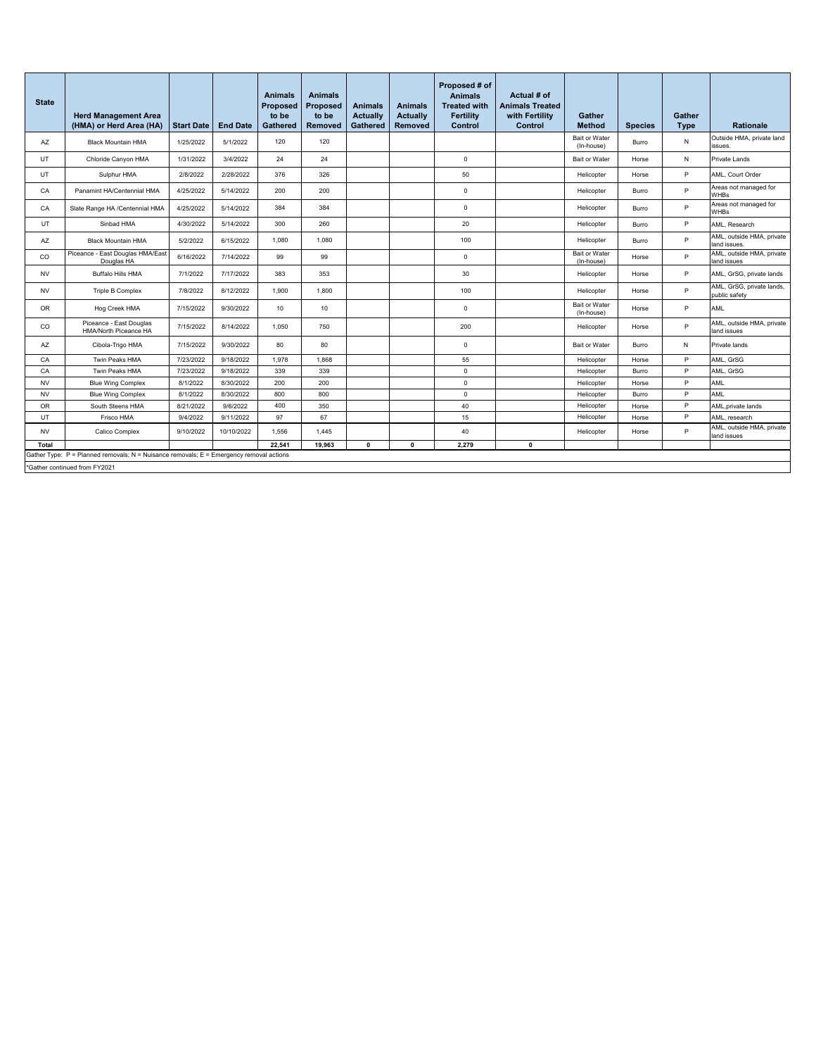| State | Herd Management Area (HMA) or Herd Area (HA) | Start Date | End Date | Animals Proposed to be Gathered | Animals Proposed to be Removed | Animals Actually Gathered | Animals Actually Removed | Proposed # of Animals Treated with Fertility Control | Actual # of Animals Treated with Fertility Control | Gather Method | Species | Gather Type | Rationale |
|---|---|---|---|---|---|---|---|---|---|---|---|---|---|
| AZ | Black Mountain HMA | 1/25/2022 | 5/1/2022 | 120 | 120 | | | | | Bait or Water (In-house) | Burro | N | Outside HMA, private land issues. |
| UT | Chloride Canyon HMA | 1/31/2022 | 3/4/2022 | 24 | 24 | | | 0 | | Bait or Water | Horse | N | Private Lands |
| UT | Sulphur HMA | 2/8/2022 | 2/28/2022 | 376 | 326 | | | 50 | | Helicopter | Horse | P | AML, Court Order |
| CA | Panamint HA/Centennial HMA | 4/25/2022 | 5/14/2022 | 200 | 200 | | | 0 | | Helicopter | Burro | P | Areas not managed for WHBs |
| CA | Slate Range HA /Centennial HMA | 4/25/2022 | 5/14/2022 | 384 | 384 | | | 0 | | Helicopter | Burro | P | Areas not managed for WHBs |
| UT | Sinbad HMA | 4/30/2022 | 5/14/2022 | 300 | 260 | | | 20 | | Helicopter | Burro | P | AML, Research |
| AZ | Black Mountain HMA | 5/2/2022 | 6/15/2022 | 1,080 | 1,080 | | | 100 | | Helicopter | Burro | P | AML, outside HMA, private land issues. |
| CO | Piceance - East Douglas HMA/East Douglas HA | 6/16/2022 | 7/14/2022 | 99 | 99 | | | 0 | | Bait or Water (In-house) | Horse | P | AML, outside HMA, private land issues |
| NV | Buffalo Hills HMA | 7/1/2022 | 7/17/2022 | 383 | 353 | | | 30 | | Helicopter | Horse | P | AML, GrSG, private lands |
| NV | Triple B Complex | 7/8/2022 | 8/12/2022 | 1,900 | 1,800 | | | 100 | | Helicopter | Horse | P | AML, GrSG, private lands, public safety |
| OR | Hog Creek HMA | 7/15/2022 | 9/30/2022 | 10 | 10 | | | 0 | | Bait or Water (In-house) | Horse | P | AML |
| CO | Piceance - East Douglas HMA/North Piceance HA | 7/15/2022 | 8/14/2022 | 1,050 | 750 | | | 200 | | Helicopter | Horse | P | AML, outside HMA, private land issues |
| AZ | Cibola-Trigo HMA | 7/15/2022 | 9/30/2022 | 80 | 80 | | | 0 | | Bait or Water | Burro | N | Private lands |
| CA | Twin Peaks HMA | 7/23/2022 | 9/18/2022 | 1,978 | 1,868 | | | 55 | | Helicopter | Horse | P | AML, GrSG |
| CA | Twin Peaks HMA | 7/23/2022 | 9/18/2022 | 339 | 339 | | | 0 | | Helicopter | Burro | P | AML, GrSG |
| NV | Blue Wing Complex | 8/1/2022 | 8/30/2022 | 200 | 200 | | | 0 | | Helicopter | Horse | P | AML |
| NV | Blue Wing Complex | 8/1/2022 | 8/30/2022 | 800 | 800 | | | 0 | | Helicopter | Burro | P | AML |
| OR | South Steens HMA | 8/21/2022 | 9/6/2022 | 400 | 350 | | | 40 | | Helicopter | Horse | P | AML,private lands |
| UT | Frisco HMA | 9/4/2022 | 9/11/2022 | 97 | 67 | | | 15 | | Helicopter | Horse | P | AML, research |
| NV | Calico Complex | 9/10/2022 | 10/10/2022 | 1,556 | 1,445 | | | 40 | | Helicopter | Horse | P | AML, outside HMA, private land issues |
| **Total** | | | | **22,541** | **19,963** | **0** | **0** | **2,279** | **0** | | | | |

Gather Type: P = Planned removals; N = Nuisance removals; E = Emergency removal actions

*Gather continued from FY2021